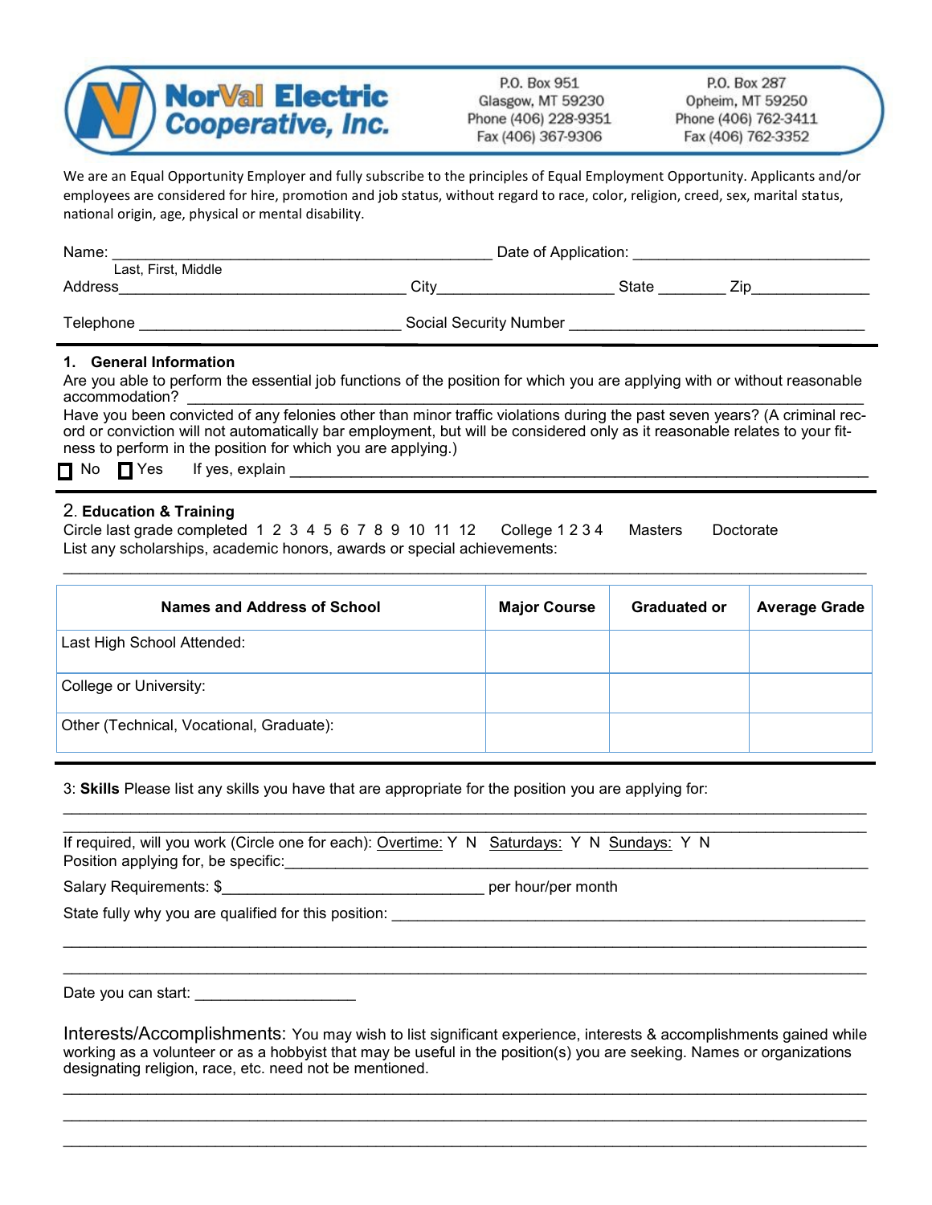**NorVal Electric Cooperative, Inc.**

P.O. Box 951
Glasgow, MT 59230
Phone (406) 228-9351
Fax (406) 367-9306

P.O. Box 287
Opheim, MT 59250
Phone (406) 762-3411
Fax (406) 762-3352

We are an Equal Opportunity Employer and fully subscribe to the principles of Equal Employment Opportunity. Applicants and/or employees are considered for hire, promotion and job status, without regard to race, color, religion, creed, sex, marital status, national origin, age, physical or mental disability.

Name: ____________________________________________ Date of Application: ___________________________
Last, First, Middle

Address________________________________ City____________________ State ________ Zip______________

Telephone ______________________________ Social Security Number __________________________________

## 1. General Information

Are you able to perform the essential job functions of the position for which you are applying with or without reasonable accommodation? ___________________________________________________________________________

Have you been convicted of any felonies other than minor traffic violations during the past seven years? (A criminal record or conviction will not automatically bar employment, but will be considered only as it reasonable relates to your fitness to perform in the position for which you are applying.)

☐ No ☐ Yes If yes, explain __________________________________________________________________

## 2. Education & Training

Circle last grade completed 1 2 3 4 5 6 7 8 9 10 11 12 College 1 2 3 4 Masters Doctorate

List any scholarships, academic honors, awards or special achievements:

___________________________________________________________________________________________

| Names and Address of School | Major Course | Graduated or | Average Grade |
|---|---|---|---|
| Last High School Attended: | | | |
| College or University: | | | |
| Other (Technical, Vocational, Graduate): | | | |

3: **Skills** Please list any skills you have that are appropriate for the position you are applying for:

___________________________________________________________________________________________

___________________________________________________________________________________________

If required, will you work (Circle one for each): Overtime: Y N Saturdays: Y N Sundays: Y N

Position applying for, be specific:___________________________________________________________________

Salary Requirements: $______________________________ per hour/per month

State fully why you are qualified for this position: ______________________________________________________

___________________________________________________________________________________________

___________________________________________________________________________________________

Date you can start: ___________________

Interests/Accomplishments: You may wish to list significant experience, interests & accomplishments gained while working as a volunteer or as a hobbyist that may be useful in the position(s) you are seeking. Names or organizations designating religion, race, etc. need not be mentioned.

___________________________________________________________________________________________

___________________________________________________________________________________________

___________________________________________________________________________________________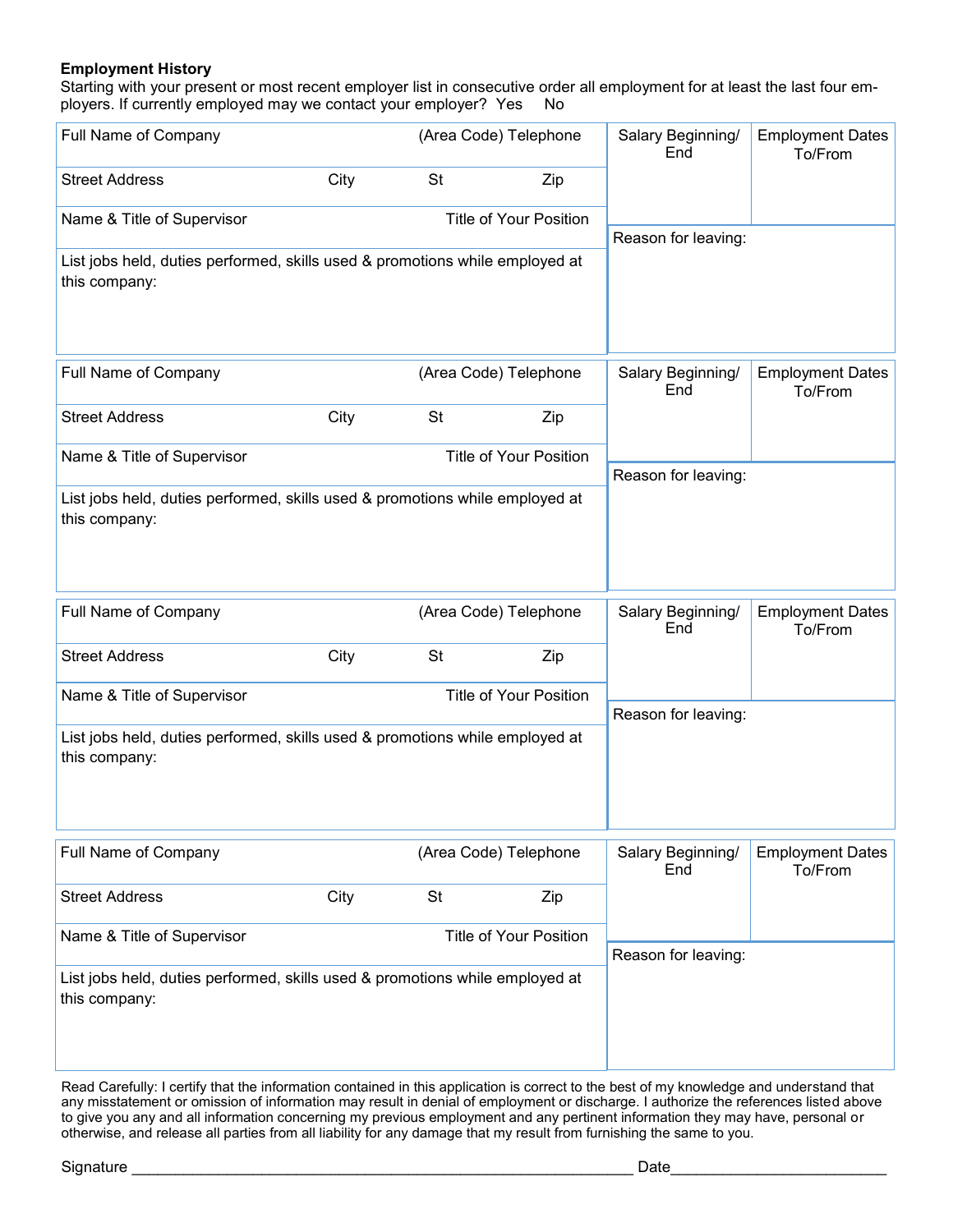**Employment History**

Starting with your present or most recent employer list in consecutive order all employment for at least the last four employers. If currently employed may we contact your employer? Yes No

| | | | | | |
|---|---|---|---|---|---|
| Full Name of Company | | | (Area Code) Telephone | Salary Beginning/ End | Employment Dates To/From |
| Street Address | City | St | Zip | | |
| Name & Title of Supervisor | | | Title of Your Position | Reason for leaving: | |
| List jobs held, duties performed, skills used & promotions while employed at this company: | | | | | |

| | | | | | |
|---|---|---|---|---|---|
| Full Name of Company | | | (Area Code) Telephone | Salary Beginning/ End | Employment Dates To/From |
| Street Address | City | St | Zip | | |
| Name & Title of Supervisor | | | Title of Your Position | Reason for leaving: | |
| List jobs held, duties performed, skills used & promotions while employed at this company: | | | | | |

| | | | | | |
|---|---|---|---|---|---|
| Full Name of Company | | | (Area Code) Telephone | Salary Beginning/ End | Employment Dates To/From |
| Street Address | City | St | Zip | | |
| Name & Title of Supervisor | | | Title of Your Position | Reason for leaving: | |
| List jobs held, duties performed, skills used & promotions while employed at this company: | | | | | |

| | | | | | |
|---|---|---|---|---|---|
| Full Name of Company | | | (Area Code) Telephone | Salary Beginning/ End | Employment Dates To/From |
| Street Address | City | St | Zip | | |
| Name & Title of Supervisor | | | Title of Your Position | Reason for leaving: | |
| List jobs held, duties performed, skills used & promotions while employed at this company: | | | | | |

Read Carefully: I certify that the information contained in this application is correct to the best of my knowledge and understand that any misstatement or omission of information may result in denial of employment or discharge. I authorize the references listed above to give you any and all information concerning my previous employment and any pertinent information they may have, personal or otherwise, and release all parties from all liability for any damage that my result from furnishing the same to you.

Signature ____________________________________________________________ Date_________________________